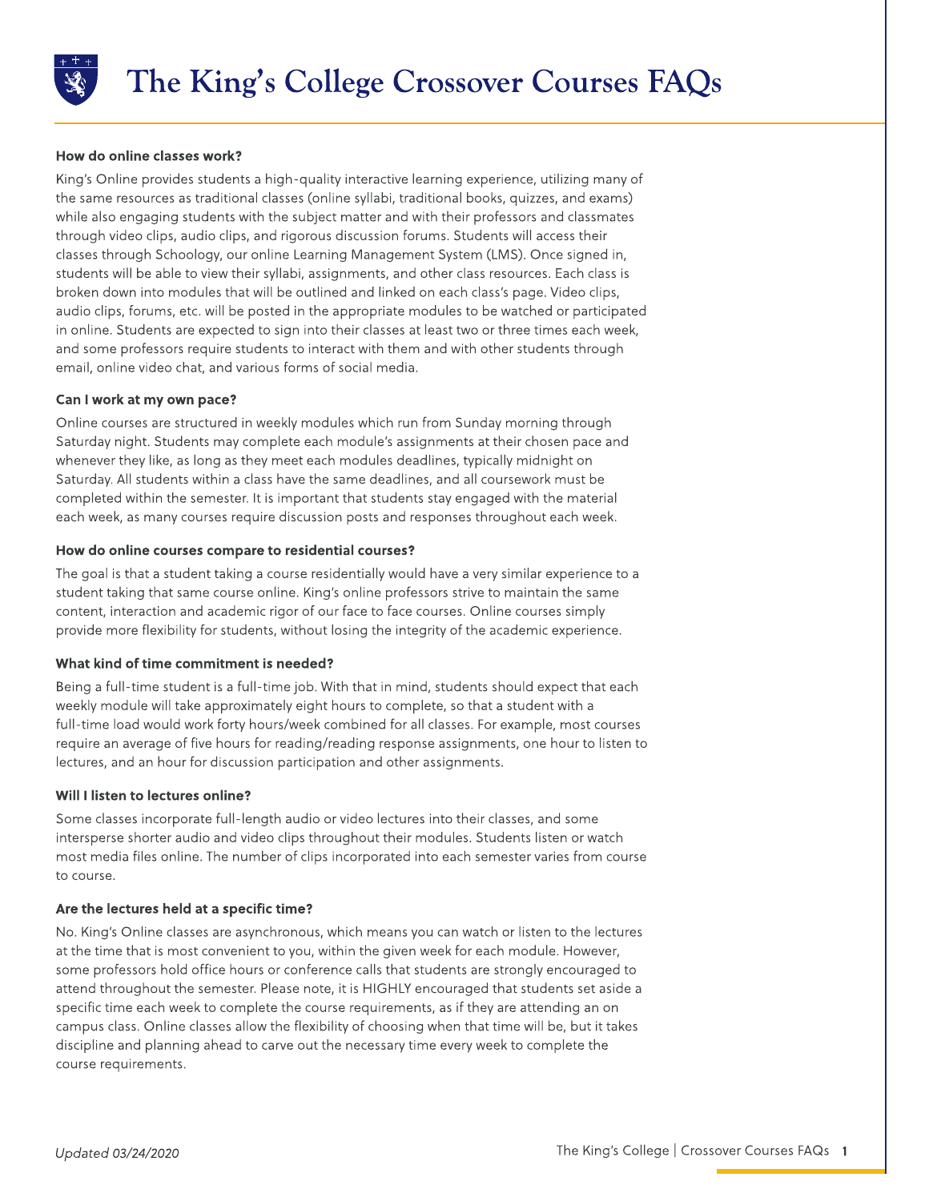# The King's College Crossover Courses FAQs

**How do online classes work?**

King's Online provides students a high-quality interactive learning experience, utilizing many of the same resources as traditional classes (online syllabi, traditional books, quizzes, and exams) while also engaging students with the subject matter and with their professors and classmates through video clips, audio clips, and rigorous discussion forums. Students will access their classes through Schoology, our online Learning Management System (LMS). Once signed in, students will be able to view their syllabi, assignments, and other class resources. Each class is broken down into modules that will be outlined and linked on each class's page. Video clips, audio clips, forums, etc. will be posted in the appropriate modules to be watched or participated in online. Students are expected to sign into their classes at least two or three times each week, and some professors require students to interact with them and with other students through email, online video chat, and various forms of social media.

**Can I work at my own pace?**

Online courses are structured in weekly modules which run from Sunday morning through Saturday night. Students may complete each module's assignments at their chosen pace and whenever they like, as long as they meet each modules deadlines, typically midnight on Saturday. All students within a class have the same deadlines, and all coursework must be completed within the semester. It is important that students stay engaged with the material each week, as many courses require discussion posts and responses throughout each week.

**How do online courses compare to residential courses?**

The goal is that a student taking a course residentially would have a very similar experience to a student taking that same course online. King's online professors strive to maintain the same content, interaction and academic rigor of our face to face courses. Online courses simply provide more flexibility for students, without losing the integrity of the academic experience.

**What kind of time commitment is needed?**

Being a full-time student is a full-time job. With that in mind, students should expect that each weekly module will take approximately eight hours to complete, so that a student with a full-time load would work forty hours/week combined for all classes. For example, most courses require an average of five hours for reading/reading response assignments, one hour to listen to lectures, and an hour for discussion participation and other assignments.

**Will I listen to lectures online?**

Some classes incorporate full-length audio or video lectures into their classes, and some intersperse shorter audio and video clips throughout their modules. Students listen or watch most media files online. The number of clips incorporated into each semester varies from course to course.

**Are the lectures held at a specific time?**

No. King's Online classes are asynchronous, which means you can watch or listen to the lectures at the time that is most convenient to you, within the given week for each module. However, some professors hold office hours or conference calls that students are strongly encouraged to attend throughout the semester. Please note, it is HIGHLY encouraged that students set aside a specific time each week to complete the course requirements, as if they are attending an on campus class. Online classes allow the flexibility of choosing when that time will be, but it takes discipline and planning ahead to carve out the necessary time every week to complete the course requirements.

*Updated 03/24/2020*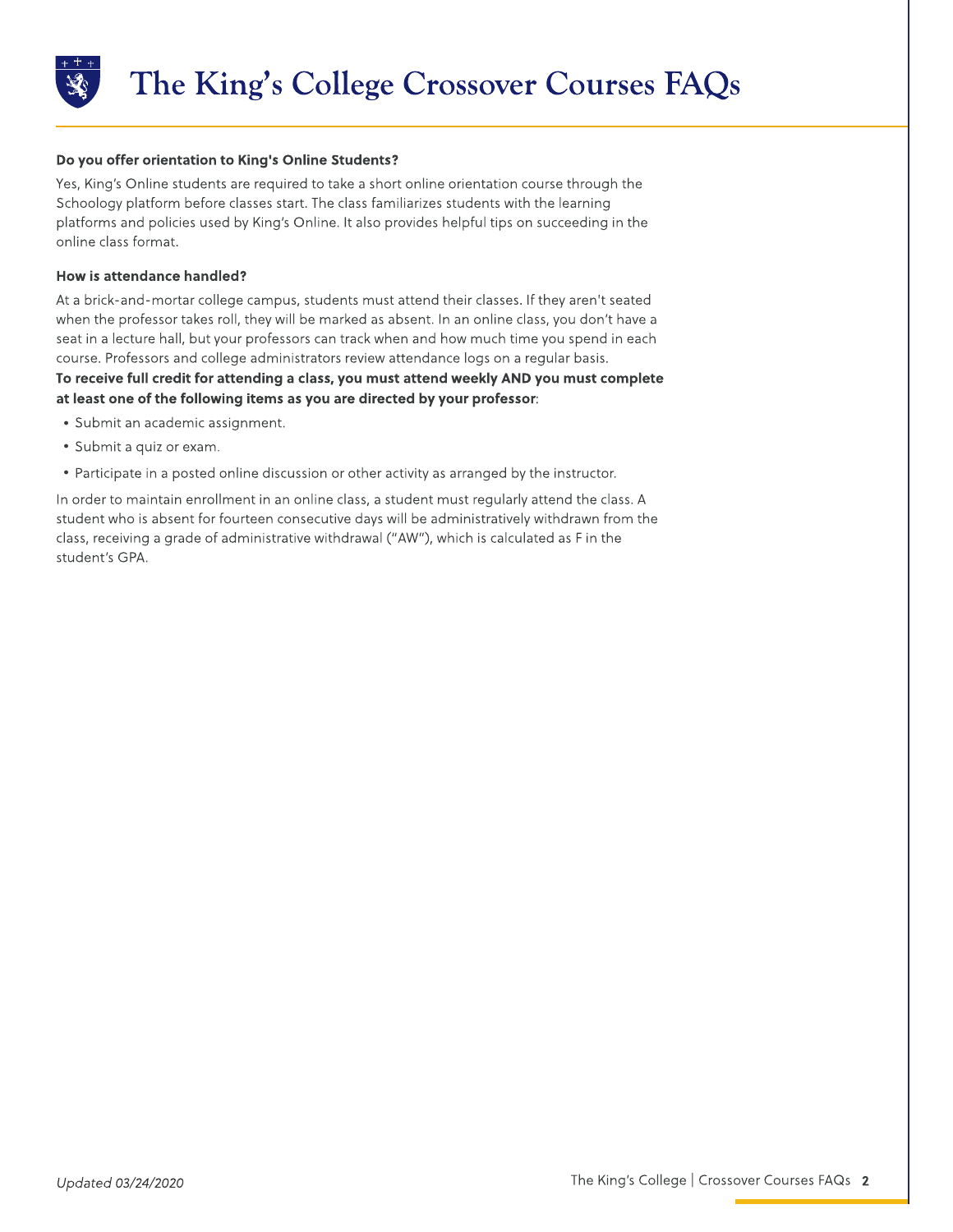**Do you offer orientation to King's Online Students?**

Yes, King's Online students are required to take a short online orientation course through the Schoology platform before classes start. The class familiarizes students with the learning platforms and policies used by King's Online. It also provides helpful tips on succeeding in the online class format.

**How is attendance handled?**

At a brick-and-mortar college campus, students must attend their classes. If they aren't seated when the professor takes roll, they will be marked as absent. In an online class, you don't have a seat in a lecture hall, but your professors can track when and how much time you spend in each course. Professors and college administrators review attendance logs on a regular basis.

**To receive full credit for attending a class, you must attend weekly AND you must complete at least one of the following items as you are directed by your professor**:

- Submit an academic assignment.
- Submit a quiz or exam.
- Participate in a posted online discussion or other activity as arranged by the instructor.

In order to maintain enrollment in an online class, a student must regularly attend the class. A student who is absent for fourteen consecutive days will be administratively withdrawn from the class, receiving a grade of administrative withdrawal ("AW"), which is calculated as F in the student's GPA.

*Updated 03/24/2020*